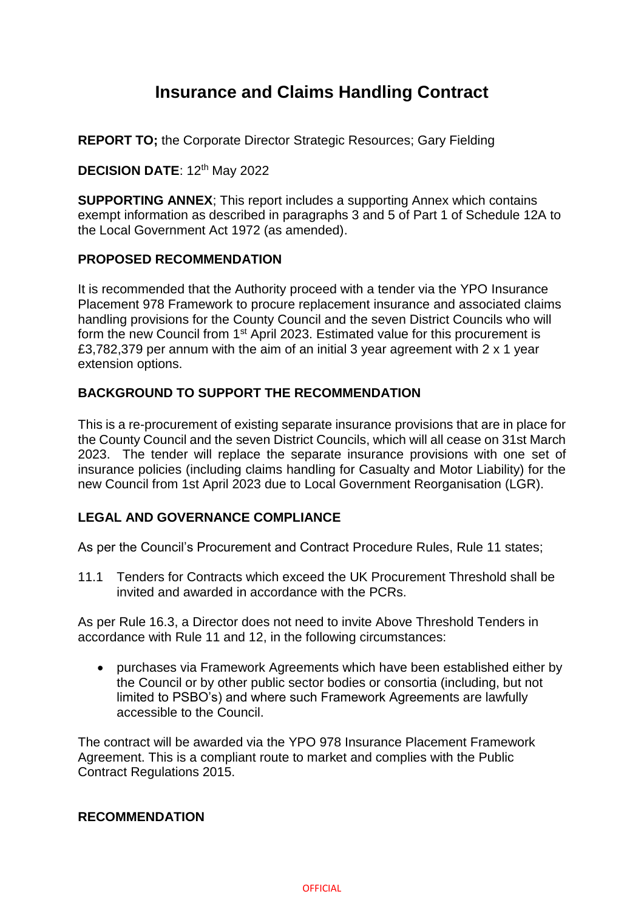# Insurance and Claims Handling Contract

**REPORT TO;** the Corporate Director Strategic Resources; Gary Fielding

**DECISION DATE**: 12th May 2022

**SUPPORTING ANNEX**; This report includes a supporting Annex which contains exempt information as described in paragraphs 3 and 5 of Part 1 of Schedule 12A to the Local Government Act 1972 (as amended).

**PROPOSED RECOMMENDATION**

It is recommended that the Authority proceed with a tender via the YPO Insurance Placement 978 Framework to procure replacement insurance and associated claims handling provisions for the County Council and the seven District Councils who will form the new Council from 1st April 2023. Estimated value for this procurement is £3,782,379 per annum with the aim of an initial 3 year agreement with 2 x 1 year extension options.

**BACKGROUND TO SUPPORT THE RECOMMENDATION**

This is a re-procurement of existing separate insurance provisions that are in place for the County Council and the seven District Councils, which will all cease on 31st March 2023. The tender will replace the separate insurance provisions with one set of insurance policies (including claims handling for Casualty and Motor Liability) for the new Council from 1st April 2023 due to Local Government Reorganisation (LGR).

**LEGAL AND GOVERNANCE COMPLIANCE**

As per the Council's Procurement and Contract Procedure Rules, Rule 11 states;

11.1 Tenders for Contracts which exceed the UK Procurement Threshold shall be invited and awarded in accordance with the PCRs.

As per Rule 16.3, a Director does not need to invite Above Threshold Tenders in accordance with Rule 11 and 12, in the following circumstances:

- purchases via Framework Agreements which have been established either by the Council or by other public sector bodies or consortia (including, but not limited to PSBO's) and where such Framework Agreements are lawfully accessible to the Council.

The contract will be awarded via the YPO 978 Insurance Placement Framework Agreement. This is a compliant route to market and complies with the Public Contract Regulations 2015.

**RECOMMENDATION**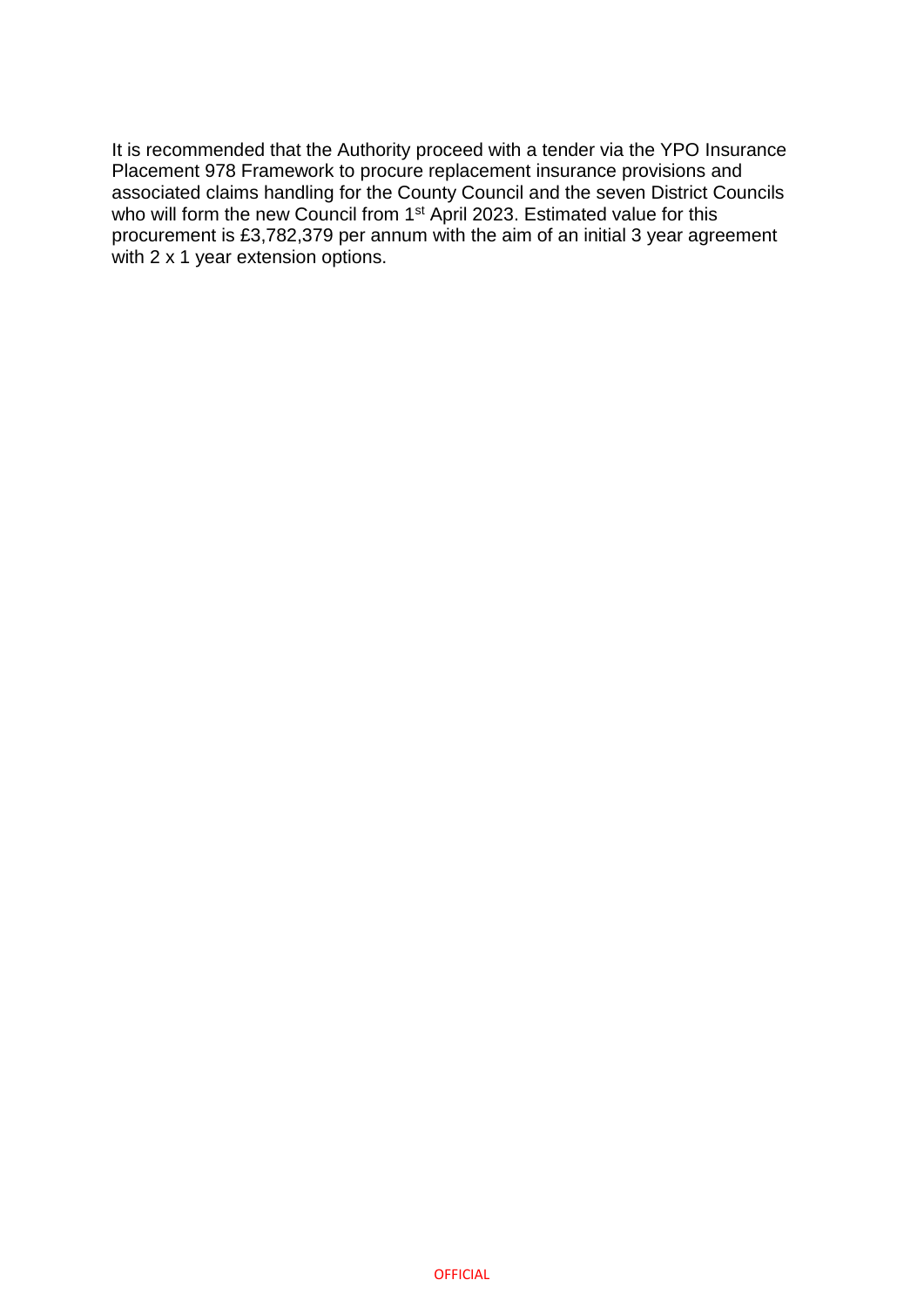It is recommended that the Authority proceed with a tender via the YPO Insurance Placement 978 Framework to procure replacement insurance provisions and associated claims handling for the County Council and the seven District Councils who will form the new Council from 1st April 2023. Estimated value for this procurement is £3,782,379 per annum with the aim of an initial 3 year agreement with 2 x 1 year extension options.